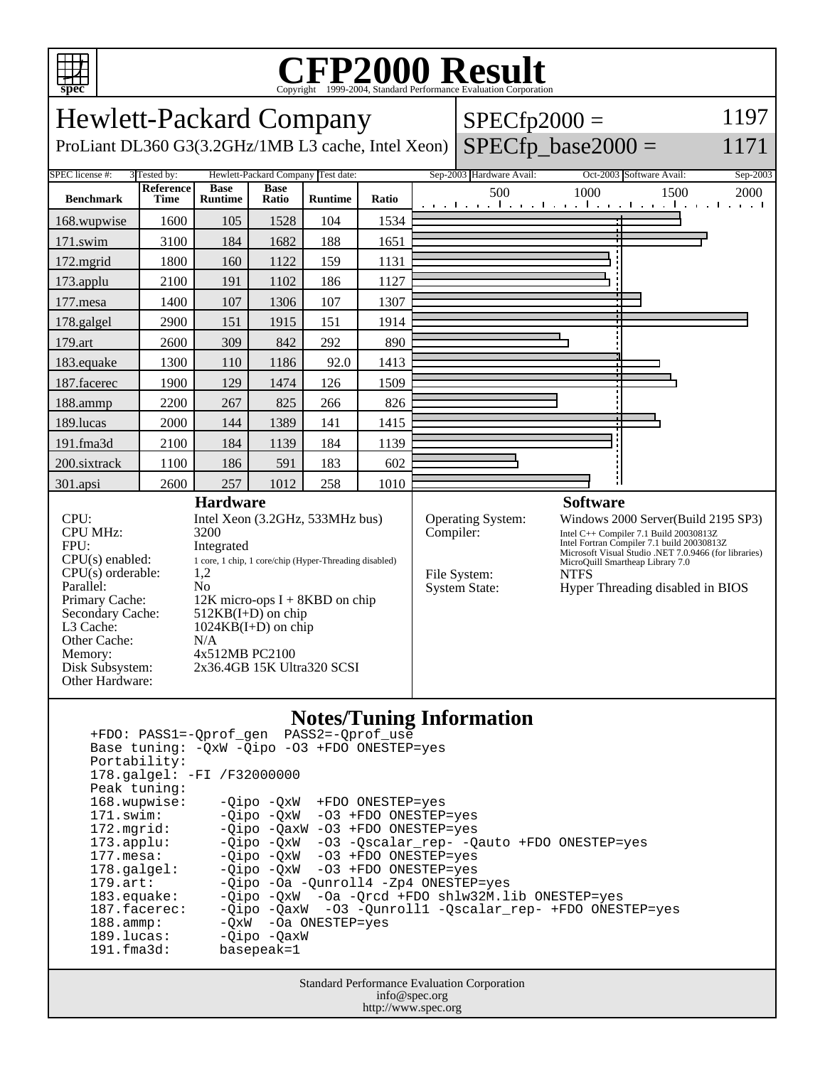# CFP2000 Result

Copyright 1999-2004, Standard Performance Evaluation Corporation

## Hewlett-Packard Company

ProLiant DL360 G3(3.2GHz/1MB L3 cache, Intel Xeon)

SPECfp2000 = 1197

SPECfp_base2000 = 1171

SPEC license #: 3 | Tested by: Hewlett-Packard Company | Test date: Sep-2003 | Hardware Avail: Oct-2003 | Software Avail: Sep-2003

| Benchmark | Reference Time | Base Runtime | Base Ratio | Runtime | Ratio |
|---|---|---|---|---|---|
| 168.wupwise | 1600 | 105 | 1528 | 104 | 1534 |
| 171.swim | 3100 | 184 | 1682 | 188 | 1651 |
| 172.mgrid | 1800 | 160 | 1122 | 159 | 1131 |
| 173.applu | 2100 | 191 | 1102 | 186 | 1127 |
| 177.mesa | 1400 | 107 | 1306 | 107 | 1307 |
| 178.galgel | 2900 | 151 | 1915 | 151 | 1914 |
| 179.art | 2600 | 309 | 842 | 292 | 890 |
| 183.equake | 1300 | 110 | 1186 | 92.0 | 1413 |
| 187.facerec | 1900 | 129 | 1474 | 126 | 1509 |
| 188.ammp | 2200 | 267 | 825 | 266 | 826 |
| 189.lucas | 2000 | 144 | 1389 | 141 | 1415 |
| 191.fma3d | 2100 | 184 | 1139 | 184 | 1139 |
| 200.sixtrack | 1100 | 186 | 591 | 183 | 602 |
| 301.apsi | 2600 | 257 | 1012 | 258 | 1010 |

### Hardware

- CPU: Intel Xeon (3.2GHz, 533MHz bus)
- CPU MHz: 3200
- FPU: Integrated
- CPU(s) enabled: 1 core, 1 chip, 1 core/chip (Hyper-Threading disabled)
- CPU(s) orderable: 1,2
- Parallel: No
- Primary Cache: 12K micro-ops I + 8KBD on chip
- Secondary Cache: 512KB(I+D) on chip
- L3 Cache: 1024KB(I+D) on chip
- Other Cache: N/A
- Memory: 4x512MB PC2100
- Disk Subsystem: 2x36.4GB 15K Ultra320 SCSI
- Other Hardware:

### Software

- Operating System: Windows 2000 Server(Build 2195 SP3)
- Compiler: Intel C++ Compiler 7.1 Build 20030813Z; Intel Fortran Compiler 7.1 build 20030813Z; Microsoft Visual Studio .NET 7.0.9466 (for libraries); MicroQuill Smartheap Library 7.0
- File System: NTFS
- System State: Hyper Threading disabled in BIOS

### Notes/Tuning Information

```
+FDO: PASS1=-Qprof_gen  PASS2=-Qprof_use
Base tuning: -QxW -Qipo -O3 +FDO ONESTEP=yes
Portability:
178.galgel: -FI /F32000000
Peak tuning:
168.wupwise:    -Qipo -QxW  +FDO ONESTEP=yes
171.swim:       -Qipo -QxW  -O3 +FDO ONESTEP=yes
172.mgrid:      -Qipo -QaxW -O3 +FDO ONESTEP=yes
173.applu:      -Qipo -QxW  -O3 -Qscalar_rep- -Qauto +FDO ONESTEP=yes
177.mesa:       -Qipo -QxW  -O3 +FDO ONESTEP=yes
178.galgel:     -Qipo -QxW  -O3 +FDO ONESTEP=yes
179.art:        -Qipo -Oa -Qunroll4 -Zp4 ONESTEP=yes
183.equake:     -Qipo -QxW  -Oa -Qrcd +FDO shlw32M.lib ONESTEP=yes
187.facerec:    -Qipo -QaxW  -O3 -Qunroll1 -Qscalar_rep- +FDO ONESTEP=yes
188.ammp:       -QxW  -Oa ONESTEP=yes
189.lucas:      -Qipo -QaxW
191.fma3d:      basepeak=1
```

Standard Performance Evaluation Corporation
info@spec.org
http://www.spec.org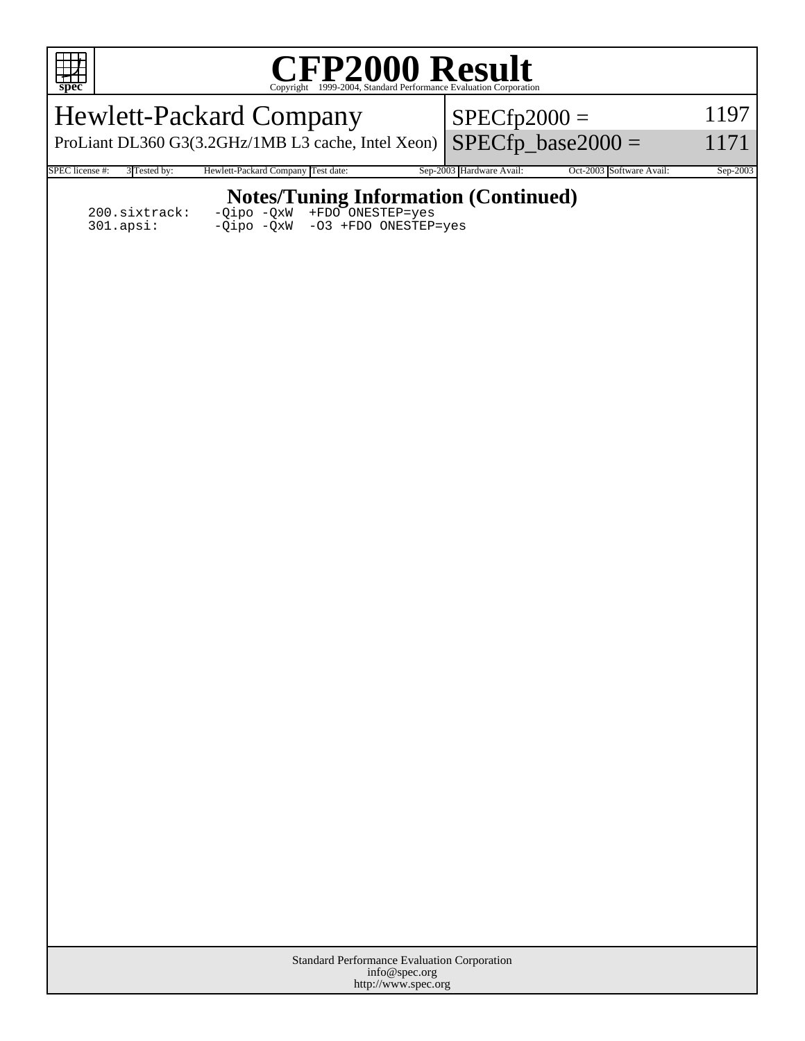# CFP2000 Result

Copyright 1999-2004, Standard Performance Evaluation Corporation

## Hewlett-Packard Company

ProLiant DL360 G3(3.2GHz/1MB L3 cache, Intel Xeon)

SPECfp2000 = 1197

SPECfp_base2000 = 1171

| SPEC license #: | 3 | Tested by: | Hewlett-Packard Company | Test date: | Sep-2003 | Hardware Avail: | Oct-2003 | Software Avail: | Sep-2003 |
|---|---|---|---|---|---|---|---|---|---|

### Notes/Tuning Information (Continued)

```
200.sixtrack:    -Qipo -QxW  +FDO ONESTEP=yes
301.apsi:        -Qipo -QxW  -O3 +FDO ONESTEP=yes
```